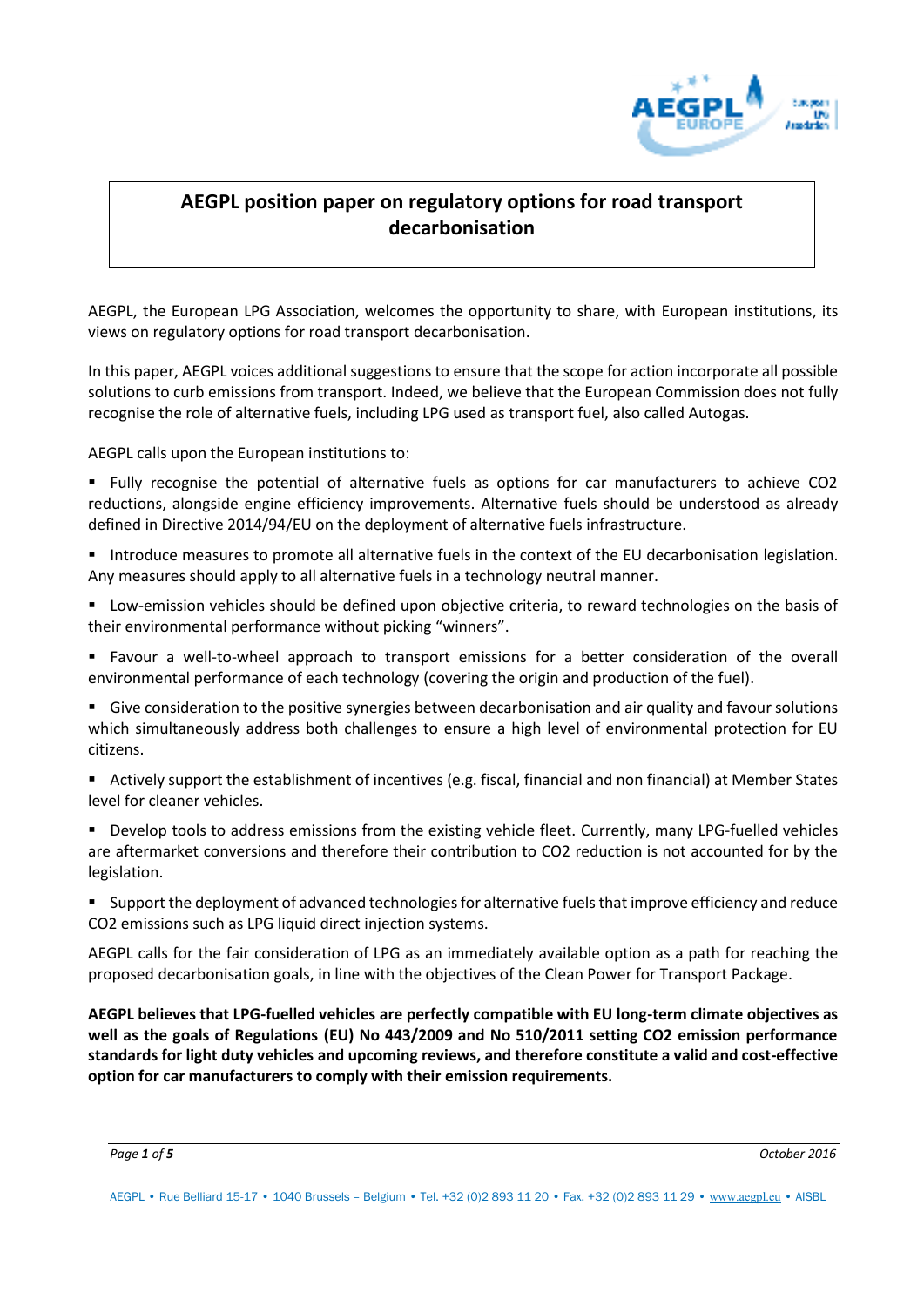# AEGPL position paper on regulatory options for road transport decarbonisation

AEGPL, the European LPG Association, welcomes the opportunity to share, with European institutions, its views on regulatory options for road transport decarbonisation.

In this paper, AEGPL voices additional suggestions to ensure that the scope for action incorporate all possible solutions to curb emissions from transport. Indeed, we believe that the European Commission does not fully recognise the role of alternative fuels, including LPG used as transport fuel, also called Autogas.

AEGPL calls upon the European institutions to:

- Fully recognise the potential of alternative fuels as options for car manufacturers to achieve CO2 reductions, alongside engine efficiency improvements. Alternative fuels should be understood as already defined in Directive 2014/94/EU on the deployment of alternative fuels infrastructure.
- Introduce measures to promote all alternative fuels in the context of the EU decarbonisation legislation. Any measures should apply to all alternative fuels in a technology neutral manner.
- Low-emission vehicles should be defined upon objective criteria, to reward technologies on the basis of their environmental performance without picking "winners".
- Favour a well-to-wheel approach to transport emissions for a better consideration of the overall environmental performance of each technology (covering the origin and production of the fuel).
- Give consideration to the positive synergies between decarbonisation and air quality and favour solutions which simultaneously address both challenges to ensure a high level of environmental protection for EU citizens.
- Actively support the establishment of incentives (e.g. fiscal, financial and non financial) at Member States level for cleaner vehicles.
- Develop tools to address emissions from the existing vehicle fleet. Currently, many LPG-fuelled vehicles are aftermarket conversions and therefore their contribution to CO2 reduction is not accounted for by the legislation.
- Support the deployment of advanced technologies for alternative fuels that improve efficiency and reduce CO2 emissions such as LPG liquid direct injection systems.

AEGPL calls for the fair consideration of LPG as an immediately available option as a path for reaching the proposed decarbonisation goals, in line with the objectives of the Clean Power for Transport Package.

**AEGPL believes that LPG-fuelled vehicles are perfectly compatible with EU long-term climate objectives as well as the goals of Regulations (EU) No 443/2009 and No 510/2011 setting CO2 emission performance standards for light duty vehicles and upcoming reviews, and therefore constitute a valid and cost-effective option for car manufacturers to comply with their emission requirements.**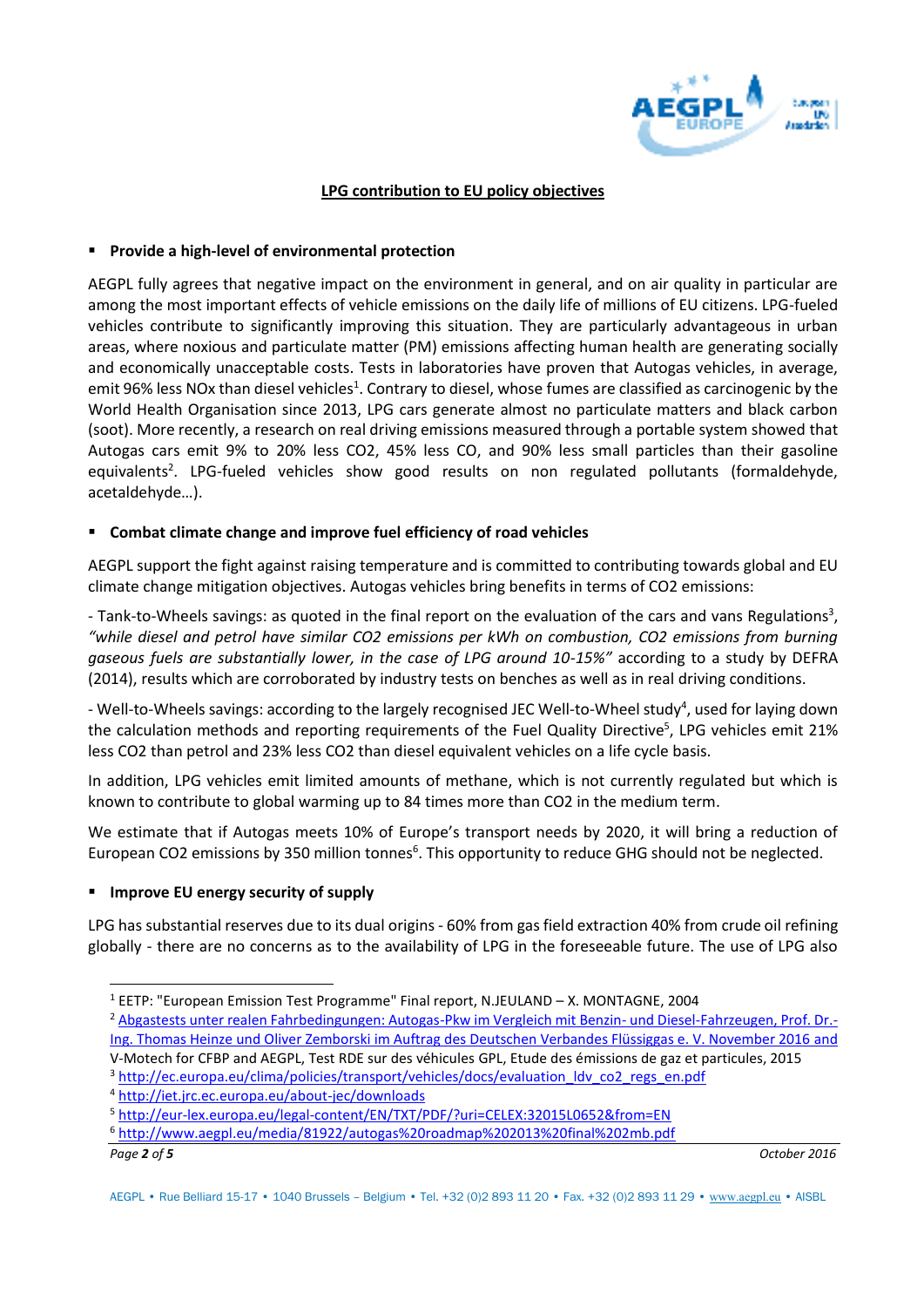## LPG contribution to EU policy objectives

- **Provide a high-level of environmental protection**

AEGPL fully agrees that negative impact on the environment in general, and on air quality in particular are among the most important effects of vehicle emissions on the daily life of millions of EU citizens. LPG-fueled vehicles contribute to significantly improving this situation. They are particularly advantageous in urban areas, where noxious and particulate matter (PM) emissions affecting human health are generating socially and economically unacceptable costs. Tests in laboratories have proven that Autogas vehicles, in average, emit 96% less NOx than diesel vehicles[1]. Contrary to diesel, whose fumes are classified as carcinogenic by the World Health Organisation since 2013, LPG cars generate almost no particulate matters and black carbon (soot). More recently, a research on real driving emissions measured through a portable system showed that Autogas cars emit 9% to 20% less $CO_2$, 45% less CO, and 90% less small particles than their gasoline equivalents[2]. LPG-fueled vehicles show good results on non regulated pollutants (formaldehyde, acetaldehyde…).

- **Combat climate change and improve fuel efficiency of road vehicles**

AEGPL support the fight against raising temperature and is committed to contributing towards global and EU climate change mitigation objectives. Autogas vehicles bring benefits in terms of $CO_2$ emissions:

- Tank-to-Wheels savings: as quoted in the final report on the evaluation of the cars and vans Regulations[3], *"while diesel and petrol have similar $CO_2$ emissions per kWh on combustion, $CO_2$ emissions from burning gaseous fuels are substantially lower, in the case of LPG around 10-15%"* according to a study by DEFRA (2014), results which are corroborated by industry tests on benches as well as in real driving conditions.

- Well-to-Wheels savings: according to the largely recognised JEC Well-to-Wheel study[4], used for laying down the calculation methods and reporting requirements of the Fuel Quality Directive[5], LPG vehicles emit 21% less $CO_2$ than petrol and 23% less $CO_2$ than diesel equivalent vehicles on a life cycle basis.

In addition, LPG vehicles emit limited amounts of methane, which is not currently regulated but which is known to contribute to global warming up to 84 times more than $CO_2$ in the medium term.

We estimate that if Autogas meets 10% of Europe's transport needs by 2020, it will bring a reduction of European $CO_2$ emissions by 350 million tonnes[6]. This opportunity to reduce GHG should not be neglected.

- **Improve EU energy security of supply**

LPG has substantial reserves due to its dual origins - 60% from gas field extraction 40% from crude oil refining globally - there are no concerns as to the availability of LPG in the foreseeable future. The use of LPG also

---

[1] EETP: "European Emission Test Programme" Final report, N.JEULAND – X. MONTAGNE, 2004

[2] Abgastests unter realen Fahrbedingungen: Autogas-Pkw im Vergleich mit Benzin- und Diesel-Fahrzeugen, Prof. Dr.-Ing. Thomas Heinze und Oliver Zemborski im Auftrag des Deutschen Verbandes Flüssiggas e. V. November 2016 and V-Motech for CFBP and AEGPL, Test RDE sur des véhicules GPL, Etude des émissions de gaz et particules, 2015

[3] http://ec.europa.eu/clima/policies/transport/vehicles/docs/evaluation_ldv_co2_regs_en.pdf

[4] http://iet.jrc.ec.europa.eu/about-jec/downloads

[5] http://eur-lex.europa.eu/legal-content/EN/TXT/PDF/?uri=CELEX:32015L0652&from=EN

[6] http://www.aegpl.eu/media/81922/autogas%20roadmap%202013%20final%202mb.pdf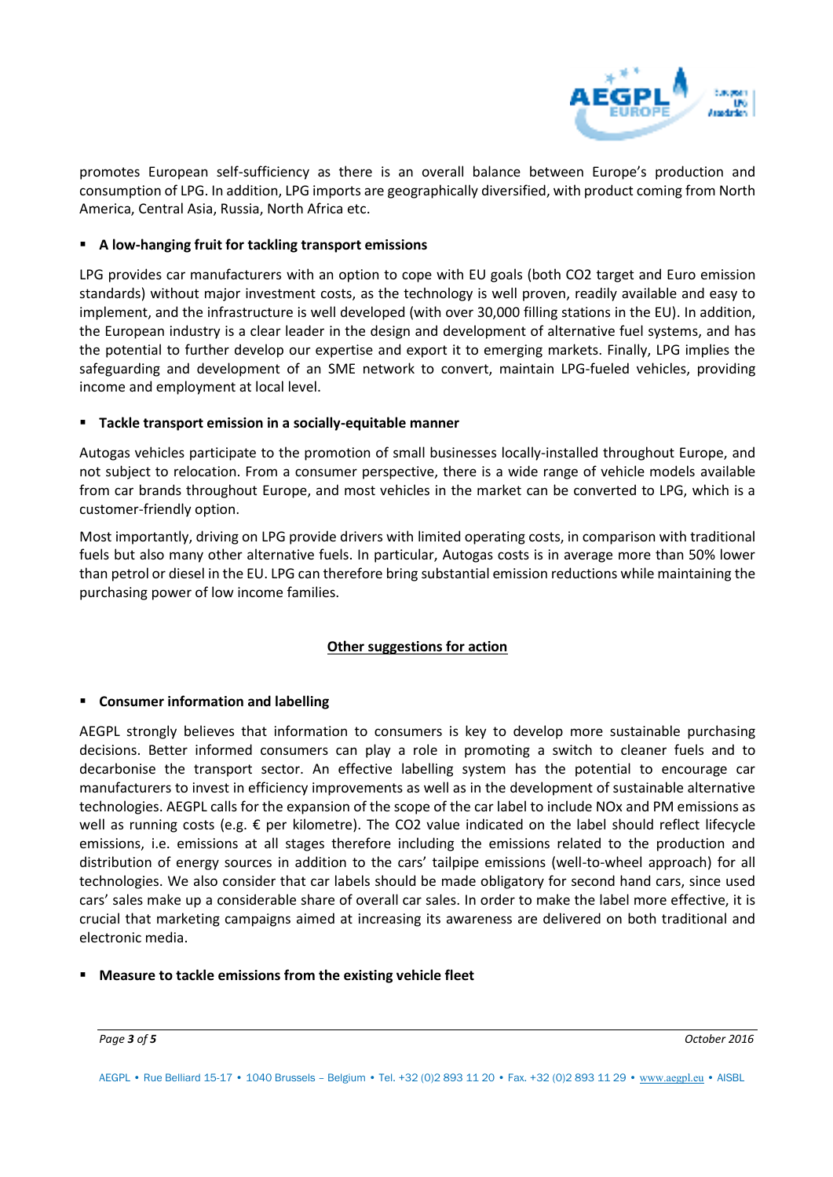promotes European self-sufficiency as there is an overall balance between Europe's production and consumption of LPG. In addition, LPG imports are geographically diversified, with product coming from North America, Central Asia, Russia, North Africa etc.

- **A low-hanging fruit for tackling transport emissions**

LPG provides car manufacturers with an option to cope with EU goals (both CO2 target and Euro emission standards) without major investment costs, as the technology is well proven, readily available and easy to implement, and the infrastructure is well developed (with over 30,000 filling stations in the EU). In addition, the European industry is a clear leader in the design and development of alternative fuel systems, and has the potential to further develop our expertise and export it to emerging markets. Finally, LPG implies the safeguarding and development of an SME network to convert, maintain LPG-fueled vehicles, providing income and employment at local level.

- **Tackle transport emission in a socially-equitable manner**

Autogas vehicles participate to the promotion of small businesses locally-installed throughout Europe, and not subject to relocation. From a consumer perspective, there is a wide range of vehicle models available from car brands throughout Europe, and most vehicles in the market can be converted to LPG, which is a customer-friendly option.

Most importantly, driving on LPG provide drivers with limited operating costs, in comparison with traditional fuels but also many other alternative fuels. In particular, Autogas costs is in average more than 50% lower than petrol or diesel in the EU. LPG can therefore bring substantial emission reductions while maintaining the purchasing power of low income families.

## Other suggestions for action

- **Consumer information and labelling**

AEGPL strongly believes that information to consumers is key to develop more sustainable purchasing decisions. Better informed consumers can play a role in promoting a switch to cleaner fuels and to decarbonise the transport sector. An effective labelling system has the potential to encourage car manufacturers to invest in efficiency improvements as well as in the development of sustainable alternative technologies. AEGPL calls for the expansion of the scope of the car label to include NOx and PM emissions as well as running costs (e.g. € per kilometre). The CO2 value indicated on the label should reflect lifecycle emissions, i.e. emissions at all stages therefore including the emissions related to the production and distribution of energy sources in addition to the cars' tailpipe emissions (well-to-wheel approach) for all technologies. We also consider that car labels should be made obligatory for second hand cars, since used cars' sales make up a considerable share of overall car sales. In order to make the label more effective, it is crucial that marketing campaigns aimed at increasing its awareness are delivered on both traditional and electronic media.

- **Measure to tackle emissions from the existing vehicle fleet**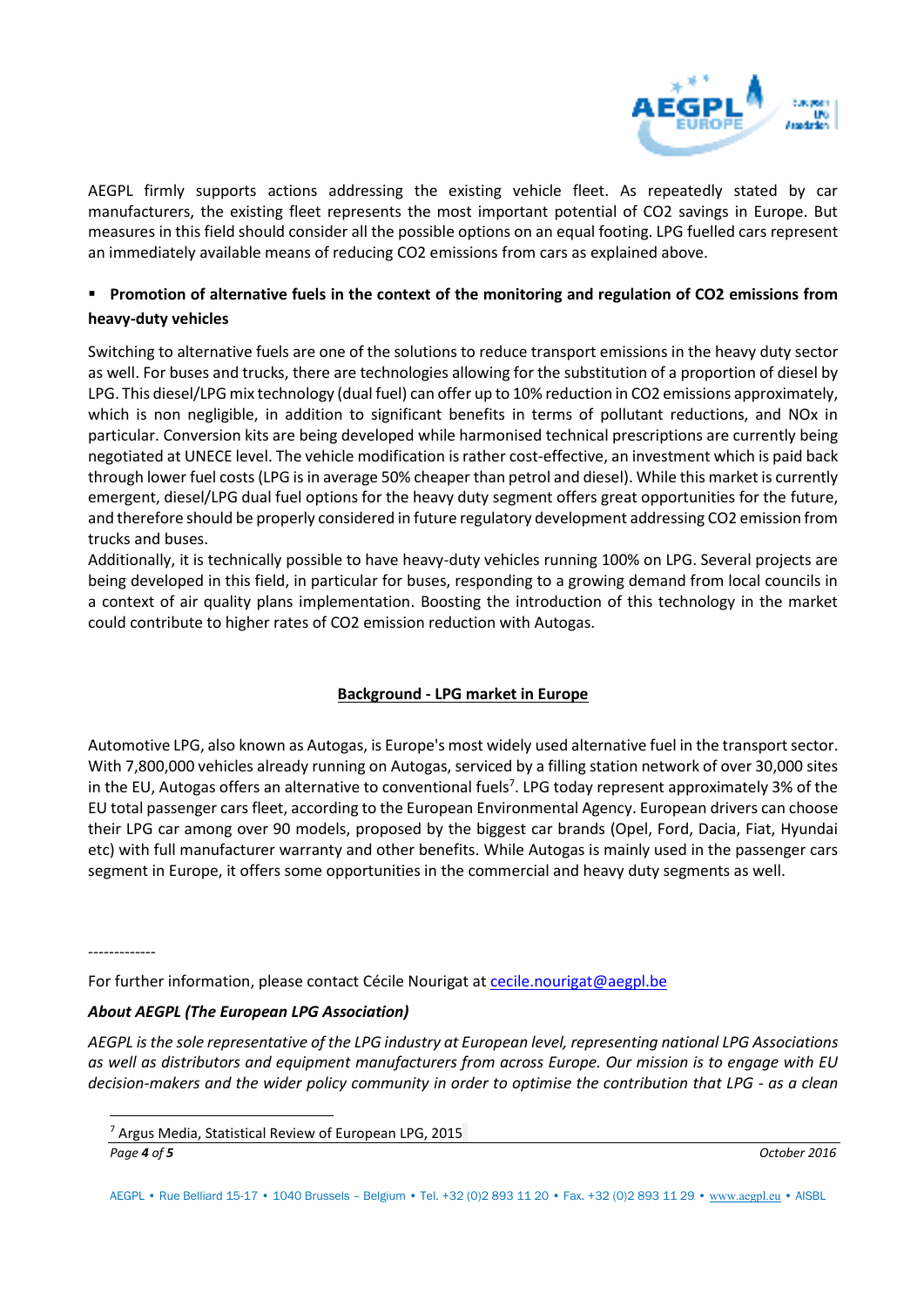AEGPL firmly supports actions addressing the existing vehicle fleet. As repeatedly stated by car manufacturers, the existing fleet represents the most important potential of CO2 savings in Europe. But measures in this field should consider all the possible options on an equal footing. LPG fuelled cars represent an immediately available means of reducing CO2 emissions from cars as explained above.

- **Promotion of alternative fuels in the context of the monitoring and regulation of CO2 emissions from heavy-duty vehicles**

Switching to alternative fuels are one of the solutions to reduce transport emissions in the heavy duty sector as well. For buses and trucks, there are technologies allowing for the substitution of a proportion of diesel by LPG. This diesel/LPG mix technology (dual fuel) can offer up to 10% reduction in CO2 emissions approximately, which is non negligible, in addition to significant benefits in terms of pollutant reductions, and NOx in particular. Conversion kits are being developed while harmonised technical prescriptions are currently being negotiated at UNECE level. The vehicle modification is rather cost-effective, an investment which is paid back through lower fuel costs (LPG is in average 50% cheaper than petrol and diesel). While this market is currently emergent, diesel/LPG dual fuel options for the heavy duty segment offers great opportunities for the future, and therefore should be properly considered in future regulatory development addressing CO2 emission from trucks and buses.

Additionally, it is technically possible to have heavy-duty vehicles running 100% on LPG. Several projects are being developed in this field, in particular for buses, responding to a growing demand from local councils in a context of air quality plans implementation. Boosting the introduction of this technology in the market could contribute to higher rates of CO2 emission reduction with Autogas.

## Background - LPG market in Europe

Automotive LPG, also known as Autogas, is Europe's most widely used alternative fuel in the transport sector. With 7,800,000 vehicles already running on Autogas, serviced by a filling station network of over 30,000 sites in the EU, Autogas offers an alternative to conventional fuels[7]. LPG today represent approximately 3% of the EU total passenger cars fleet, according to the European Environmental Agency. European drivers can choose their LPG car among over 90 models, proposed by the biggest car brands (Opel, Ford, Dacia, Fiat, Hyundai etc) with full manufacturer warranty and other benefits. While Autogas is mainly used in the passenger cars segment in Europe, it offers some opportunities in the commercial and heavy duty segments as well.

-------------

For further information, please contact Cécile Nourigat at cecile.nourigat@aegpl.be

***About AEGPL (The European LPG Association)***

*AEGPL is the sole representative of the LPG industry at European level, representing national LPG Associations as well as distributors and equipment manufacturers from across Europe. Our mission is to engage with EU decision-makers and the wider policy community in order to optimise the contribution that LPG - as a clean*

[7] Argus Media, Statistical Review of European LPG, 2015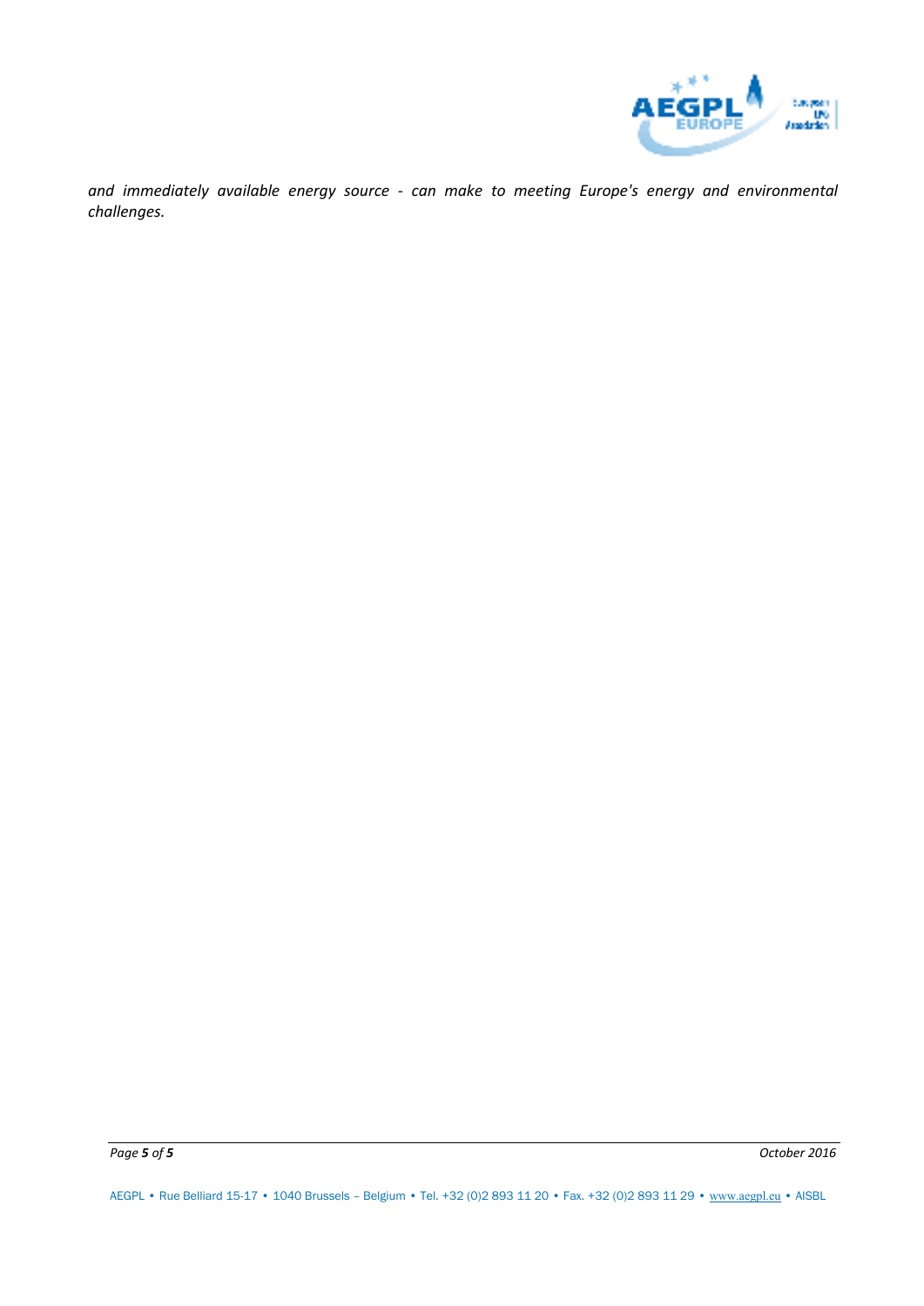*and immediately available energy source - can make to meeting Europe's energy and environmental challenges.*